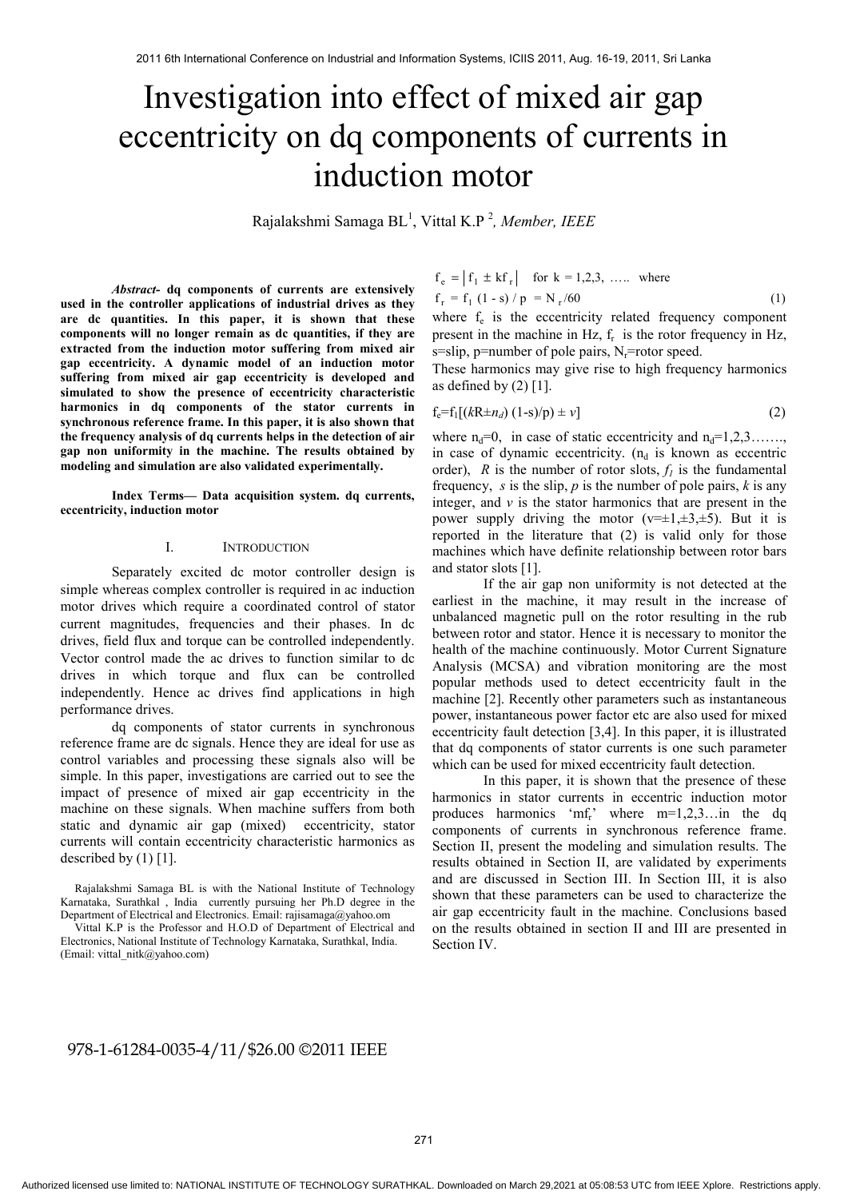# Investigation into effect of mixed air gap eccentricity on dq components of currents in induction motor

Rajalakshmi Samaga BL[1], Vittal K.P [2], *Member, IEEE*

***Abstract*- dq components of currents are extensively used in the controller applications of industrial drives as they are dc quantities. In this paper, it is shown that these components will no longer remain as dc quantities, if they are extracted from the induction motor suffering from mixed air gap eccentricity. A dynamic model of an induction motor suffering from mixed air gap eccentricity is developed and simulated to show the presence of eccentricity characteristic harmonics in dq components of the stator currents in synchronous reference frame. In this paper, it is also shown that the frequency analysis of dq currents helps in the detection of air gap non uniformity in the machine. The results obtained by modeling and simulation are also validated experimentally.**

***Index Terms*— Data acquisition system. dq currents, eccentricity, induction motor**

## I. Introduction

Separately excited dc motor controller design is simple whereas complex controller is required in ac induction motor drives which require a coordinated control of stator current magnitudes, frequencies and their phases. In dc drives, field flux and torque can be controlled independently. Vector control made the ac drives to function similar to dc drives in which torque and flux can be controlled independently. Hence ac drives find applications in high performance drives.

dq components of stator currents in synchronous reference frame are dc signals. Hence they are ideal for use as control variables and processing these signals also will be simple. In this paper, investigations are carried out to see the impact of presence of mixed air gap eccentricity in the machine on these signals. When machine suffers from both static and dynamic air gap (mixed) eccentricity, stator currents will contain eccentricity characteristic harmonics as described by (1) [1].

$$f_e = \left| f_1 \pm k f_r \right| \quad \text{for } k = 1,2,3, \ldots \text{ where}$$

$$f_r = f_1 (1 - s) / p = N_r/60 \tag{1}$$

where $f_e$ is the eccentricity related frequency component present in the machine in Hz, $f_r$ is the rotor frequency in Hz, s=slip, p=number of pole pairs, $N_r$=rotor speed.

These harmonics may give rise to high frequency harmonics as defined by (2) [1].

$$f_e = f_1[(kR \pm n_d)(1-s)/p) \pm v] \tag{2}$$

where $n_d$=0, in case of static eccentricity and $n_d$=1,2,3……., in case of dynamic eccentricity. ($n_d$ is known as eccentric order), *R* is the number of rotor slots, $f_1$ is the fundamental frequency, *s* is the slip, *p* is the number of pole pairs, *k* is any integer, and *v* is the stator harmonics that are present in the power supply driving the motor ($v=\pm1,\pm3,\pm5$). But it is reported in the literature that (2) is valid only for those machines which have definite relationship between rotor bars and stator slots [1].

If the air gap non uniformity is not detected at the earliest in the machine, it may result in the increase of unbalanced magnetic pull on the rotor resulting in the rub between rotor and stator. Hence it is necessary to monitor the health of the machine continuously. Motor Current Signature Analysis (MCSA) and vibration monitoring are the most popular methods used to detect eccentricity fault in the machine [2]. Recently other parameters such as instantaneous power, instantaneous power factor etc are also used for mixed eccentricity fault detection [3,4]. In this paper, it is illustrated that dq components of stator currents is one such parameter which can be used for mixed eccentricity fault detection.

In this paper, it is shown that the presence of these harmonics in stator currents in eccentric induction motor produces harmonics '$mf_r$' where m=1,2,3…in the dq components of currents in synchronous reference frame. Section II, present the modeling and simulation results. The results obtained in Section II, are validated by experiments and are discussed in Section III. In Section III, it is also shown that these parameters can be used to characterize the air gap eccentricity fault in the machine. Conclusions based on the results obtained in section II and III are presented in Section IV.

Rajalakshmi Samaga BL is with the National Institute of Technology Karnataka, Surathkal , India currently pursuing her Ph.D degree in the Department of Electrical and Electronics. Email: rajisamaga@yahoo.om

Vittal K.P is the Professor and H.O.D of Department of Electrical and Electronics, National Institute of Technology Karnataka, Surathkal, India. (Email: vittal_nitk@yahoo.com)

978-1-61284-0035-4/11/$26.00 ©2011 IEEE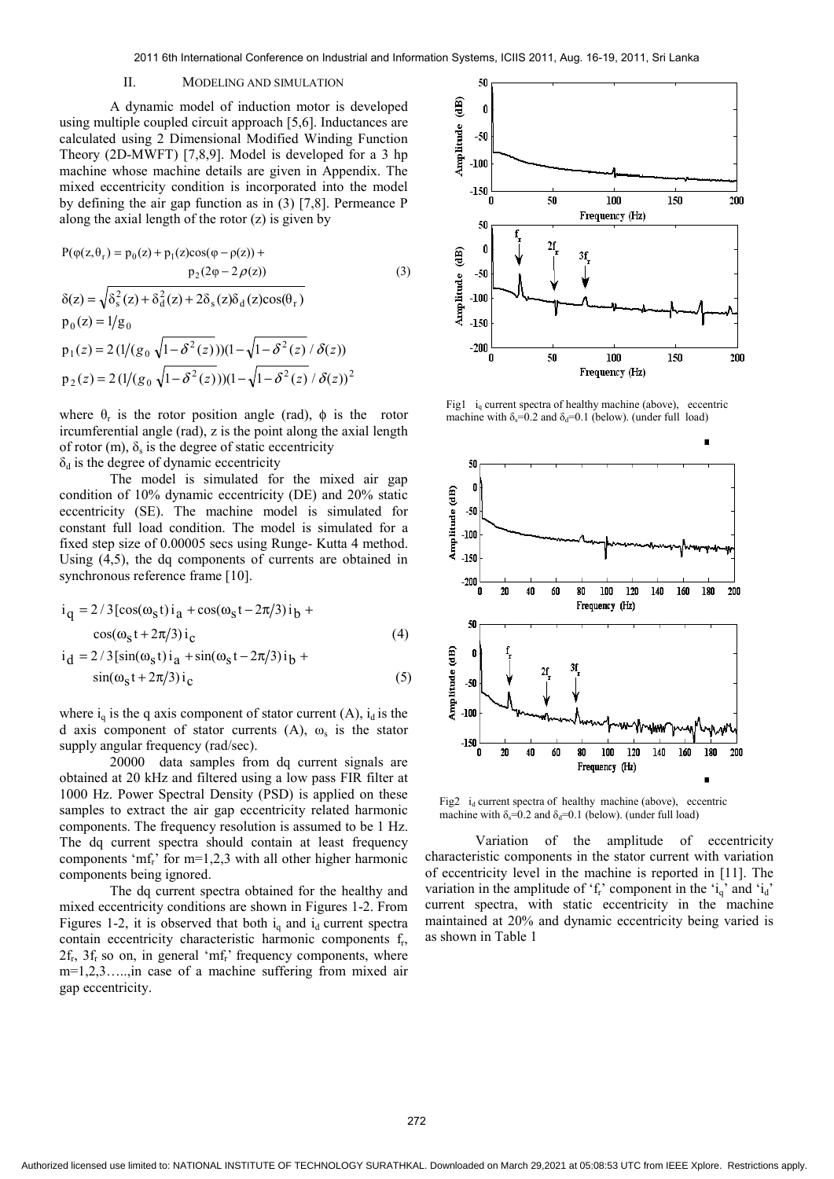## II. MODELING AND SIMULATION

A dynamic model of induction motor is developed using multiple coupled circuit approach [5,6]. Inductances are calculated using 2 Dimensional Modified Winding Function Theory (2D-MWFT) [7,8,9]. Model is developed for a 3 hp machine whose machine details are given in Appendix. The mixed eccentricity condition is incorporated into the model by defining the air gap function as in (3) [7,8]. Permeance P along the axial length of the rotor (z) is given by

$$P(\varphi(z,\theta_r) = p_0(z) + p_1(z)\cos(\varphi - \rho(z)) + p_2(2\varphi - 2\rho(z)) \tag{3}$$

$$\delta(z) = \sqrt{\delta_s^2(z) + \delta_d^2(z) + 2\delta_s(z)\delta_d(z)\cos(\theta_r)}$$

$$p_0(z) = 1/g_0$$

$$p_1(z) = 2\left(1/\left(g_0\sqrt{1-\delta^2(z)}\right)\right)\left(1-\sqrt{1-\delta^2(z)}/\delta(z)\right)$$

$$p_2(z) = 2\left(1/\left(g_0\sqrt{1-\delta^2(z)}\right)\right)\left(1-\sqrt{1-\delta^2(z)}/\delta(z)\right)^2$$

where $\theta_r$ is the rotor position angle (rad), $\phi$ is the rotor ircumferential angle (rad), z is the point along the axial length of rotor (m), $\delta_s$ is the degree of static eccentricity

$\delta_d$ is the degree of dynamic eccentricity

The model is simulated for the mixed air gap condition of 10% dynamic eccentricity (DE) and 20% static eccentricity (SE). The machine model is simulated for constant full load condition. The model is simulated for a fixed step size of 0.00005 secs using Runge- Kutta 4 method. Using (4,5), the dq components of currents are obtained in synchronous reference frame [10].

$$i_q = 2/3[\cos(\omega_s t)\, i_a + \cos(\omega_s t - 2\pi/3)\, i_b + \cos(\omega_s t + 2\pi/3)\, i_c \tag{4}$$

$$i_d = 2/3[\sin(\omega_s t)\, i_a + \sin(\omega_s t - 2\pi/3)\, i_b + \sin(\omega_s t + 2\pi/3)\, i_c \tag{5}$$

where $i_q$ is the q axis component of stator current (A), $i_d$ is the d axis component of stator currents (A), $\omega_s$ is the stator supply angular frequency (rad/sec).

20000 data samples from dq current signals are obtained at 20 kHz and filtered using a low pass FIR filter at 1000 Hz. Power Spectral Density (PSD) is applied on these samples to extract the air gap eccentricity related harmonic components. The frequency resolution is assumed to be 1 Hz. The dq current spectra should contain at least frequency components '$mf_r$' for m=1,2,3 with all other higher harmonic components being ignored.

The dq current spectra obtained for the healthy and mixed eccentricity conditions are shown in Figures 1-2. From Figures 1-2, it is observed that both $i_q$ and $i_d$ current spectra contain eccentricity characteristic harmonic components $f_r$, $2f_r$, $3f_r$ so on, in general '$mf_r$' frequency components, where m=1,2,3…..,in case of a machine suffering from mixed air gap eccentricity.

Fig1 $i_q$ current spectra of healthy machine (above), eccentric machine with $\delta_s$=0.2 and $\delta_d$=0.1 (below). (under full load)

Fig2 $i_d$ current spectra of healthy machine (above), eccentric machine with $\delta_s$=0.2 and $\delta_d$=0.1 (below). (under full load)

Variation of the amplitude of eccentricity characteristic components in the stator current with variation of eccentricity level in the machine is reported in [11]. The variation in the amplitude of '$f_r$' component in the '$i_q$' and '$i_d$' current spectra, with static eccentricity in the machine maintained at 20% and dynamic eccentricity being varied is as shown in Table 1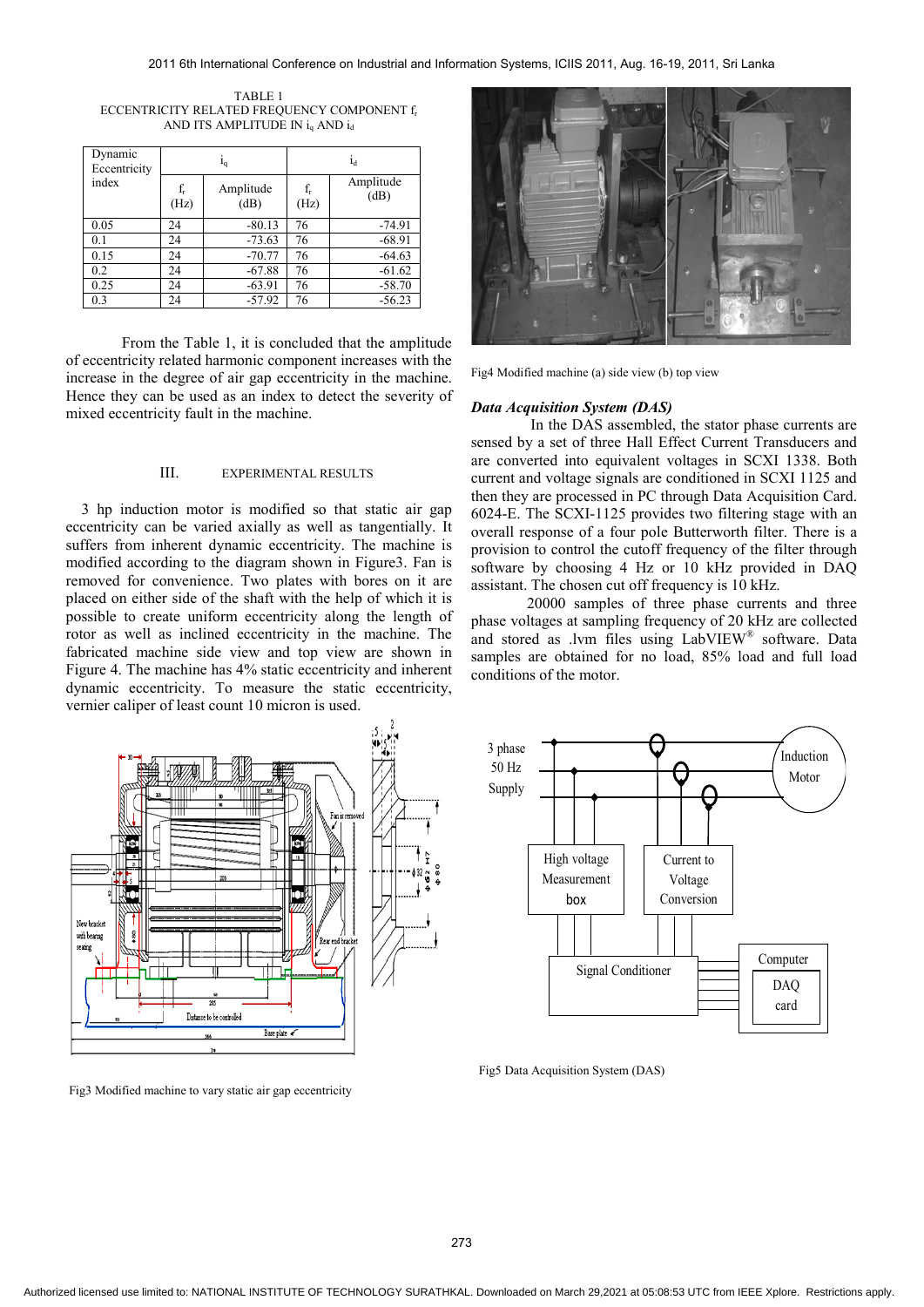TABLE 1
ECCENTRICITY RELATED FREQUENCY COMPONENT $f_r$ AND ITS AMPLITUDE IN $i_q$ AND $i_d$

| Dynamic Eccentricity index | $i_q$ | | $i_d$ | |
|---|---|---|---|---|
| | $f_r$ (Hz) | Amplitude (dB) | $f_r$ (Hz) | Amplitude (dB) |
| 0.05 | 24 | -80.13 | 76 | -74.91 |
| 0.1 | 24 | -73.63 | 76 | -68.91 |
| 0.15 | 24 | -70.77 | 76 | -64.63 |
| 0.2 | 24 | -67.88 | 76 | -61.62 |
| 0.25 | 24 | -63.91 | 76 | -58.70 |
| 0.3 | 24 | -57.92 | 76 | -56.23 |

From the Table 1, it is concluded that the amplitude of eccentricity related harmonic component increases with the increase in the degree of air gap eccentricity in the machine. Hence they can be used as an index to detect the severity of mixed eccentricity fault in the machine.

## III. EXPERIMENTAL RESULTS

3 hp induction motor is modified so that static air gap eccentricity can be varied axially as well as tangentially. It suffers from inherent dynamic eccentricity. The machine is modified according to the diagram shown in Figure3. Fan is removed for convenience. Two plates with bores on it are placed on either side of the shaft with the help of which it is possible to create uniform eccentricity along the length of rotor as well as inclined eccentricity in the machine. The fabricated machine side view and top view are shown in Figure 4. The machine has 4% static eccentricity and inherent dynamic eccentricity. To measure the static eccentricity, vernier caliper of least count 10 micron is used.

Fig3 Modified machine to vary static air gap eccentricity

Fig4 Modified machine (a) side view (b) top view

### *Data Acquisition System (DAS)*

In the DAS assembled, the stator phase currents are sensed by a set of three Hall Effect Current Transducers and are converted into equivalent voltages in SCXI 1338. Both current and voltage signals are conditioned in SCXI 1125 and then they are processed in PC through Data Acquisition Card. 6024-E. The SCXI-1125 provides two filtering stage with an overall response of a four pole Butterworth filter. There is a provision to control the cutoff frequency of the filter through software by choosing 4 Hz or 10 kHz provided in DAQ assistant. The chosen cut off frequency is 10 kHz.

20000 samples of three phase currents and three phase voltages at sampling frequency of 20 kHz are collected and stored as .lvm files using LabVIEW® software. Data samples are obtained for no load, 85% load and full load conditions of the motor.

Fig5 Data Acquisition System (DAS)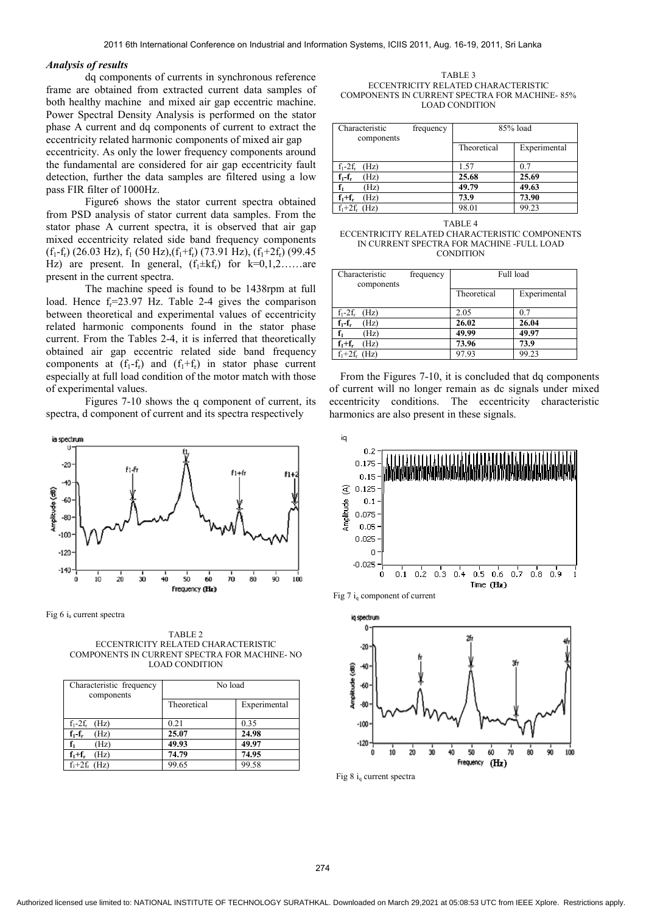### *Analysis of results*

dq components of currents in synchronous reference frame are obtained from extracted current data samples of both healthy machine and mixed air gap eccentric machine. Power Spectral Density Analysis is performed on the stator phase A current and dq components of current to extract the eccentricity related harmonic components of mixed air gap eccentricity. As only the lower frequency components around the fundamental are considered for air gap eccentricity fault detection, further the data samples are filtered using a low pass FIR filter of 1000Hz.

Figure6 shows the stator current spectra obtained from PSD analysis of stator current data samples. From the stator phase A current spectra, it is observed that air gap mixed eccentricity related side band frequency components ($f_1$-$f_r$) (26.03 Hz), $f_1$ (50 Hz),($f_1$+$f_r$) (73.91 Hz), ($f_1$+2$f_r$) (99.45 Hz) are present. In general, ($f_1$±k$f_r$) for k=0,1,2……are present in the current spectra.

The machine speed is found to be 1438rpm at full load. Hence $f_r$=23.97 Hz. Table 2-4 gives the comparison between theoretical and experimental values of eccentricity related harmonic components found in the stator phase current. From the Tables 2-4, it is inferred that theoretically obtained air gap eccentric related side band frequency components at ($f_1$-$f_r$) and ($f_1$+$f_r$) in stator phase current especially at full load condition of the motor match with those of experimental values.

Figures 7-10 shows the q component of current, its spectra, d component of current and its spectra respectively

Fig 6 $i_a$ current spectra

TABLE 2
ECCENTRICITY RELATED CHARACTERISTIC COMPONENTS IN CURRENT SPECTRA FOR MACHINE- NO LOAD CONDITION

| Characteristic frequency components | No load | |
|---|---|---|
| | Theoretical | Experimental |
| $f_1$-2$f_r$ (Hz) | 0.21 | 0.35 |
| **$f_1$-$f_r$ (Hz)** | **25.07** | **24.98** |
| **$f_1$ (Hz)** | **49.93** | **49.97** |
| **$f_1$+$f_r$ (Hz)** | **74.79** | **74.95** |
| $f_1$+2$f_r$ (Hz) | 99.65 | 99.58 |

TABLE 3
ECCENTRICITY RELATED CHARACTERISTIC COMPONENTS IN CURRENT SPECTRA FOR MACHINE- 85% LOAD CONDITION

| Characteristic frequency components | 85% load | |
|---|---|---|
| | Theoretical | Experimental |
| $f_1$-2$f_r$ (Hz) | 1.57 | 0.7 |
| **$f_1$-$f_r$ (Hz)** | **25.68** | **25.69** |
| **$f_1$ (Hz)** | **49.79** | **49.63** |
| **$f_1$+$f_r$ (Hz)** | **73.9** | **73.90** |
| $f_1$+2$f_r$ (Hz) | 98.01 | 99.23 |

TABLE 4
ECCENTRICITY RELATED CHARACTERISTIC COMPONENTS IN CURRENT SPECTRA FOR MACHINE -FULL LOAD CONDITION

| Characteristic frequency components | Full load | |
|---|---|---|
| | Theoretical | Experimental |
| $f_1$-2$f_r$ (Hz) | 2.05 | 0.7 |
| **$f_1$-$f_r$ (Hz)** | **26.02** | **26.04** |
| **$f_1$ (Hz)** | **49.99** | **49.97** |
| **$f_1$+$f_r$ (Hz)** | **73.96** | **73.9** |
| $f_1$+2$f_r$ (Hz) | 97.93 | 99.23 |

From the Figures 7-10, it is concluded that dq components of current will no longer remain as dc signals under mixed eccentricity conditions. The eccentricity characteristic harmonics are also present in these signals.

Fig 7 $i_q$ component of current

Fig 8 $i_q$ current spectra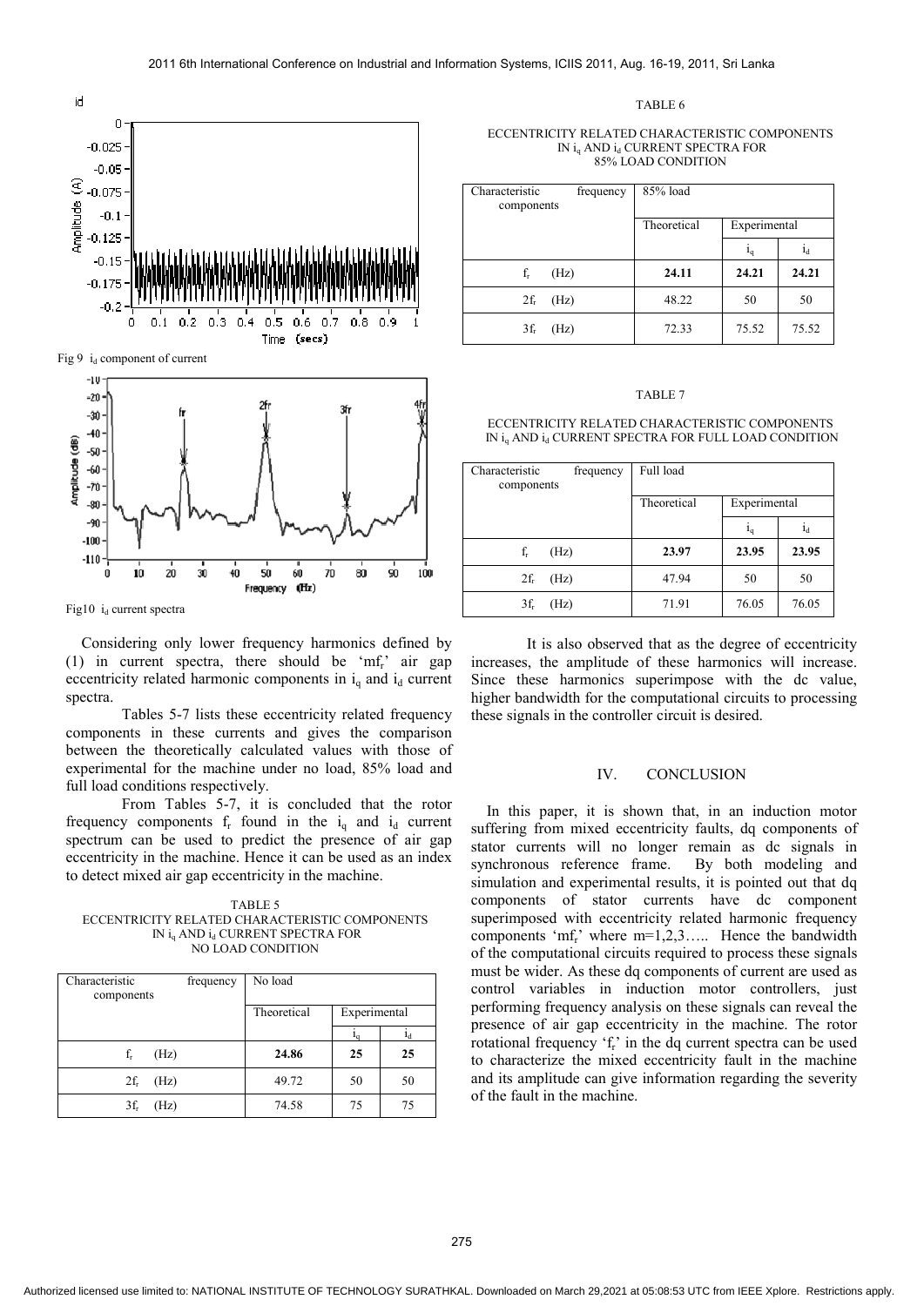Fig 9 $i_d$ component of current

Fig10 $i_d$ current spectra

Considering only lower frequency harmonics defined by (1) in current spectra, there should be '$mf_r$' air gap eccentricity related harmonic components in $i_q$ and $i_d$ current spectra.

Tables 5-7 lists these eccentricity related frequency components in these currents and gives the comparison between the theoretically calculated values with those of experimental for the machine under no load, 85% load and full load conditions respectively.

From Tables 5-7, it is concluded that the rotor frequency components $f_r$ found in the $i_q$ and $i_d$ current spectrum can be used to predict the presence of air gap eccentricity in the machine. Hence it can be used as an index to detect mixed air gap eccentricity in the machine.

TABLE 5
ECCENTRICITY RELATED CHARACTERISTIC COMPONENTS IN $i_q$ AND $i_d$ CURRENT SPECTRA FOR NO LOAD CONDITION

| Characteristic frequency components | No load | | |
|---|---|---|---|
| | Theoretical | Experimental | |
| | | $i_q$ | $i_d$ |
| $f_r$ (Hz) | **24.86** | **25** | **25** |
| $2f_r$ (Hz) | 49.72 | 50 | 50 |
| $3f_r$ (Hz) | 74.58 | 75 | 75 |

TABLE 6
ECCENTRICITY RELATED CHARACTERISTIC COMPONENTS IN $i_q$ AND $i_d$ CURRENT SPECTRA FOR 85% LOAD CONDITION

| Characteristic frequency components | 85% load | | |
|---|---|---|---|
| | Theoretical | Experimental | |
| | | $i_q$ | $i_d$ |
| $f_r$ (Hz) | **24.11** | **24.21** | **24.21** |
| $2f_r$ (Hz) | 48.22 | 50 | 50 |
| $3f_r$ (Hz) | 72.33 | 75.52 | 75.52 |

TABLE 7
ECCENTRICITY RELATED CHARACTERISTIC COMPONENTS IN $i_q$ AND $i_d$ CURRENT SPECTRA FOR FULL LOAD CONDITION

| Characteristic frequency components | Full load | | |
|---|---|---|---|
| | Theoretical | Experimental | |
| | | $i_q$ | $i_d$ |
| $f_r$ (Hz) | **23.97** | **23.95** | **23.95** |
| $2f_r$ (Hz) | 47.94 | 50 | 50 |
| $3f_r$ (Hz) | 71.91 | 76.05 | 76.05 |

It is also observed that as the degree of eccentricity increases, the amplitude of these harmonics will increase. Since these harmonics superimpose with the dc value, higher bandwidth for the computational circuits to processing these signals in the controller circuit is desired.

## IV. CONCLUSION

In this paper, it is shown that, in an induction motor suffering from mixed eccentricity faults, dq components of stator currents will no longer remain as dc signals in synchronous reference frame. By both modeling and simulation and experimental results, it is pointed out that dq components of stator currents have dc component superimposed with eccentricity related harmonic frequency components '$mf_r$' where m=1,2,3….. Hence the bandwidth of the computational circuits required to process these signals must be wider. As these dq components of current are used as control variables in induction motor controllers, just performing frequency analysis on these signals can reveal the presence of air gap eccentricity in the machine. The rotor rotational frequency '$f_r$' in the dq current spectra can be used to characterize the mixed eccentricity fault in the machine and its amplitude can give information regarding the severity of the fault in the machine.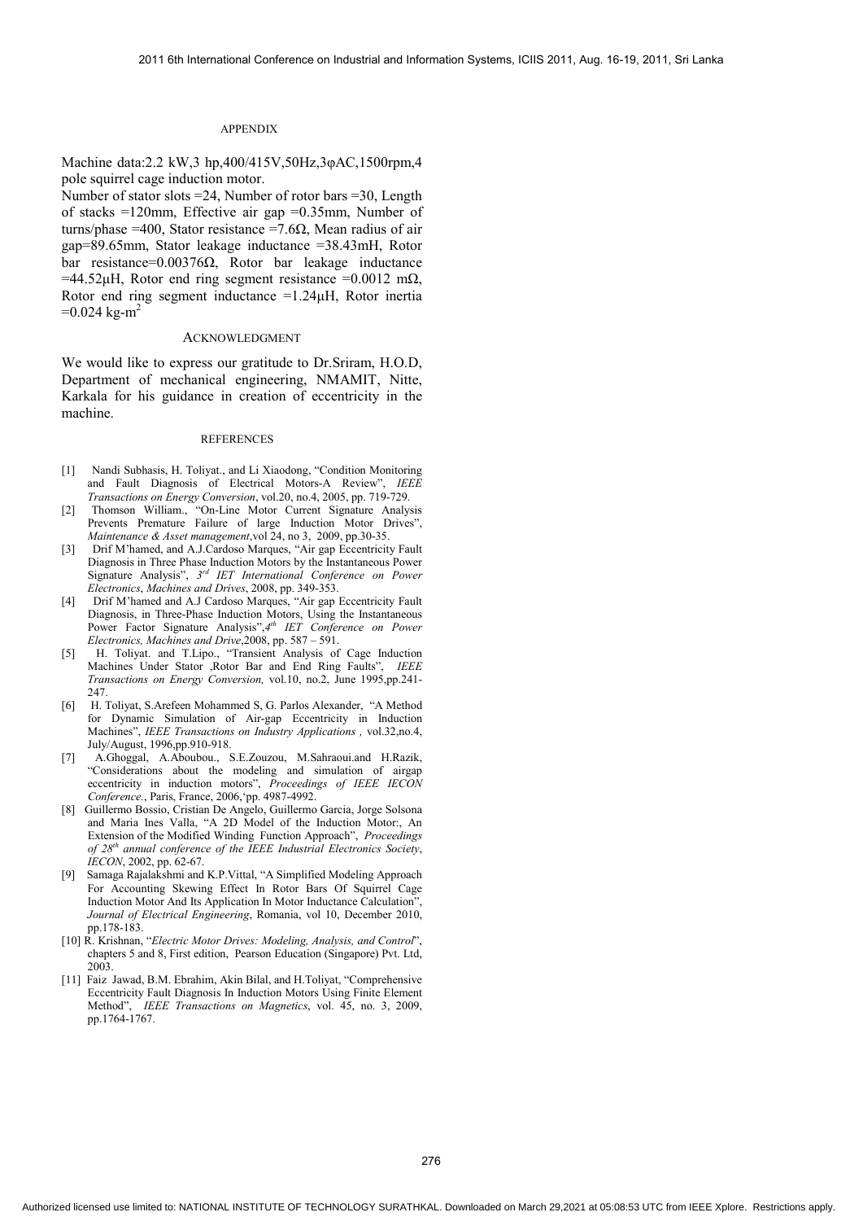## APPENDIX

Machine data:2.2 kW,3 hp,400/415V,50Hz,3φAC,1500rpm,4 pole squirrel cage induction motor.

Number of stator slots =24, Number of rotor bars =30, Length of stacks =120mm, Effective air gap =0.35mm, Number of turns/phase =400, Stator resistance =7.6Ω, Mean radius of air gap=89.65mm, Stator leakage inductance =38.43mH, Rotor bar resistance=0.00376Ω, Rotor bar leakage inductance =44.52µH, Rotor end ring segment resistance =0.0012 mΩ, Rotor end ring segment inductance =1.24µH, Rotor inertia =0.024 kg-m$^2$

## ACKNOWLEDGMENT

We would like to express our gratitude to Dr.Sriram, H.O.D, Department of mechanical engineering, NMAMIT, Nitte, Karkala for his guidance in creation of eccentricity in the machine.

## REFERENCES

[1] Nandi Subhasis, H. Toliyat., and Li Xiaodong, "Condition Monitoring and Fault Diagnosis of Electrical Motors-A Review", *IEEE Transactions on Energy Conversion*, vol.20, no.4, 2005, pp. 719-729.

[2] Thomson William., "On-Line Motor Current Signature Analysis Prevents Premature Failure of large Induction Motor Drives", *Maintenance & Asset management*,vol 24, no 3, 2009, pp.30-35.

[3] Drif M'hamed, and A.J.Cardoso Marques, "Air gap Eccentricity Fault Diagnosis in Three Phase Induction Motors by the Instantaneous Power Signature Analysis", *3rd IET International Conference on Power Electronics*, *Machines and Drives*, 2008, pp. 349-353.

[4] Drif M'hamed and A.J Cardoso Marques, "Air gap Eccentricity Fault Diagnosis, in Three-Phase Induction Motors, Using the Instantaneous Power Factor Signature Analysis",*4th IET Conference on Power Electronics, Machines and Drive*,2008, pp. 587 – 591.

[5] H. Toliyat. and T.Lipo., "Transient Analysis of Cage Induction Machines Under Stator ,Rotor Bar and End Ring Faults", *IEEE Transactions on Energy Conversion,* vol.10, no.2, June 1995,pp.241-247.

[6] H. Toliyat, S.Arefeen Mohammed S, G. Parlos Alexander, "A Method for Dynamic Simulation of Air-gap Eccentricity in Induction Machines", *IEEE Transactions on Industry Applications ,* vol.32,no.4, July/August, 1996,pp.910-918.

[7] A.Ghoggal, A.Aboubou., S.E.Zouzou, M.Sahraoui.and H.Razik, "Considerations about the modeling and simulation of airgap eccentricity in induction motors", *Proceedings of IEEE IECON Conference.*, Paris, France, 2006,'pp. 4987-4992.

[8] Guillermo Bossio, Cristian De Angelo, Guillermo Garcia, Jorge Solsona and Maria Ines Valla, "A 2D Model of the Induction Motor:, An Extension of the Modified Winding Function Approach", *Proceedings of 28th annual conference of the IEEE Industrial Electronics Society*, *IECON*, 2002, pp. 62-67.

[9] Samaga Rajalakshmi and K.P.Vittal, "A Simplified Modeling Approach For Accounting Skewing Effect In Rotor Bars Of Squirrel Cage Induction Motor And Its Application In Motor Inductance Calculation", *Journal of Electrical Engineering*, Romania, vol 10, December 2010, pp.178-183.

[10] R. Krishnan, "*Electric Motor Drives: Modeling, Analysis, and Control*", chapters 5 and 8, First edition, Pearson Education (Singapore) Pvt. Ltd, 2003.

[11] Faiz Jawad, B.M. Ebrahim, Akin Bilal, and H.Toliyat, "Comprehensive Eccentricity Fault Diagnosis In Induction Motors Using Finite Element Method", *IEEE Transactions on Magnetics*, vol. 45, no. 3, 2009, pp.1764-1767.